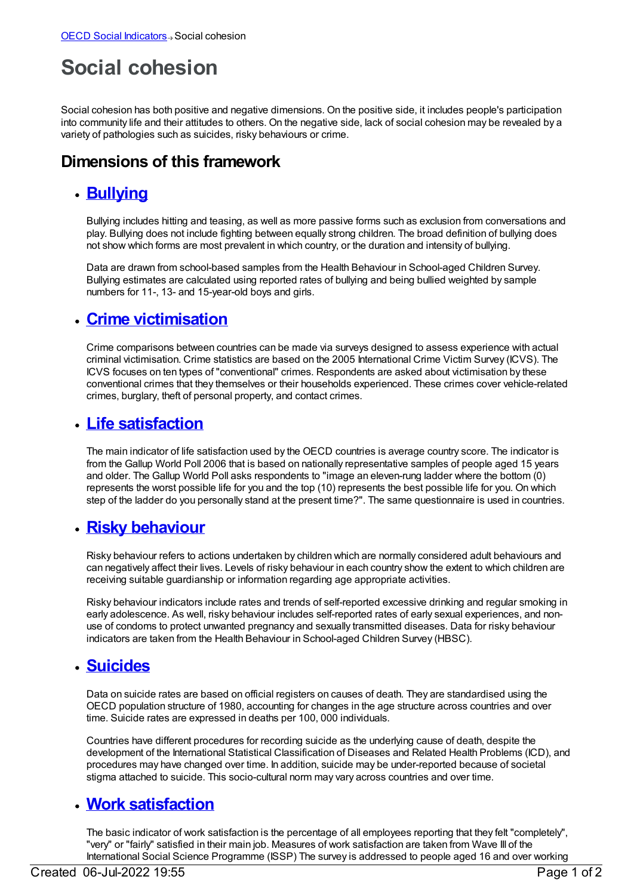OECD Social Indicators ⇨ Social cohesion

# Social cohesion

Social cohesion has both positive and negative dimensions. On the positive side, it includes people's participation into community life and their attitudes to others. On the negative side, lack of social cohesion may be revealed by a variety of pathologies such as suicides, risky behaviours or crime.

## Dimensions of this framework

- ### Bullying

  Bullying includes hitting and teasing, as well as more passive forms such as exclusion from conversations and play. Bullying does not include fighting between equally strong children. The broad definition of bullying does not show which forms are most prevalent in which country, or the duration and intensity of bullying.

  Data are drawn from school-based samples from the Health Behaviour in School-aged Children Survey. Bullying estimates are calculated using reported rates of bullying and being bullied weighted by sample numbers for 11-, 13- and 15-year-old boys and girls.

- ### Crime victimisation

  Crime comparisons between countries can be made via surveys designed to assess experience with actual criminal victimisation. Crime statistics are based on the 2005 International Crime Victim Survey (ICVS). The ICVS focuses on ten types of "conventional" crimes. Respondents are asked about victimisation by these conventional crimes that they themselves or their households experienced. These crimes cover vehicle-related crimes, burglary, theft of personal property, and contact crimes.

- ### Life satisfaction

  The main indicator of life satisfaction used by the OECD countries is average country score. The indicator is from the Gallup World Poll 2006 that is based on nationally representative samples of people aged 15 years and older. The Gallup World Poll asks respondents to "image an eleven-rung ladder where the bottom (0) represents the worst possible life for you and the top (10) represents the best possible life for you. On which step of the ladder do you personally stand at the present time?". The same questionnaire is used in countries.

- ### Risky behaviour

  Risky behaviour refers to actions undertaken by children which are normally considered adult behaviours and can negatively affect their lives. Levels of risky behaviour in each country show the extent to which children are receiving suitable guardianship or information regarding age appropriate activities.

  Risky behaviour indicators include rates and trends of self-reported excessive drinking and regular smoking in early adolescence. As well, risky behaviour includes self-reported rates of early sexual experiences, and non-use of condoms to protect unwanted pregnancy and sexually transmitted diseases. Data for risky behaviour indicators are taken from the Health Behaviour in School-aged Children Survey (HBSC).

- ### Suicides

  Data on suicide rates are based on official registers on causes of death. They are standardised using the OECD population structure of 1980, accounting for changes in the age structure across countries and over time. Suicide rates are expressed in deaths per 100, 000 individuals.

  Countries have different procedures for recording suicide as the underlying cause of death, despite the development of the International Statistical Classification of Diseases and Related Health Problems (ICD), and procedures may have changed over time. In addition, suicide may be under-reported because of societal stigma attached to suicide. This socio-cultural norm may vary across countries and over time.

- ### Work satisfaction

  The basic indicator of work satisfaction is the percentage of all employees reporting that they felt "completely", "very" or "fairly" satisfied in their main job. Measures of work satisfaction are taken from Wave III of the International Social Science Programme (ISSP) The survey is addressed to people aged 16 and over working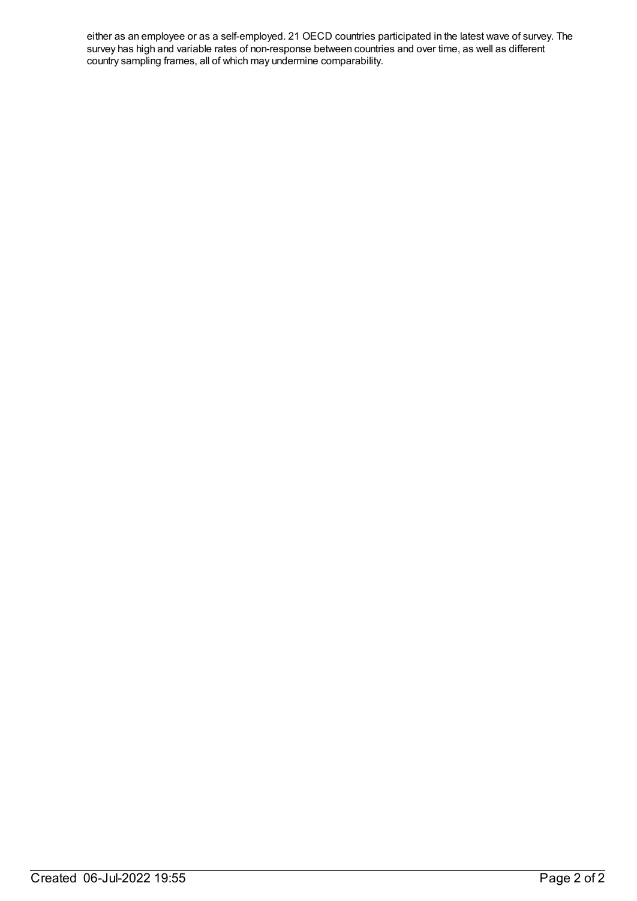either as an employee or as a self-employed. 21 OECD countries participated in the latest wave of survey. The survey has high and variable rates of non-response between countries and over time, as well as different country sampling frames, all of which may undermine comparability.